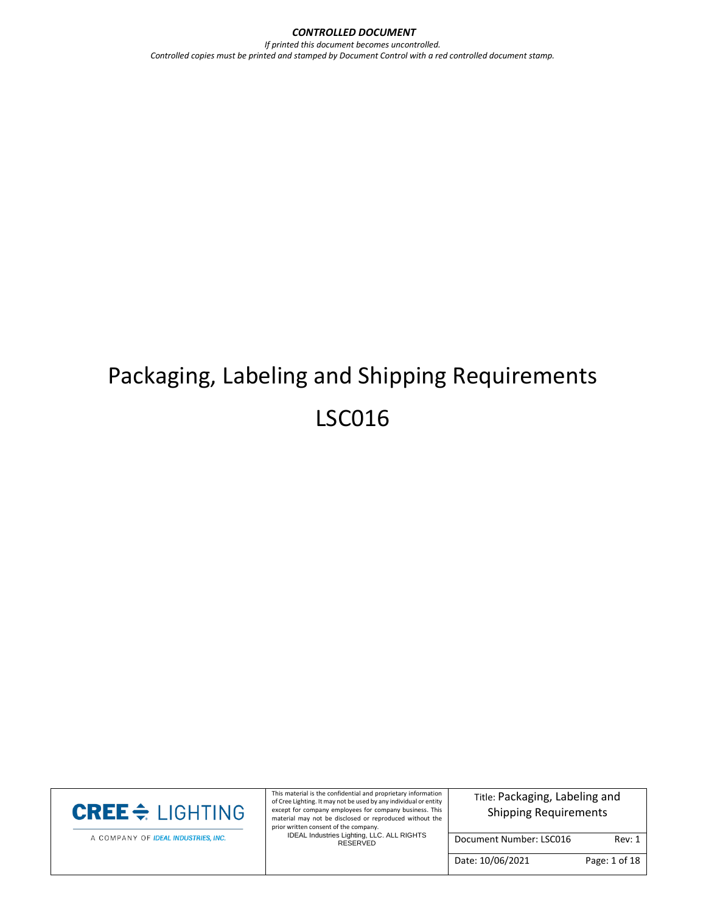# Packaging, Labeling and Shipping Requirements

# LSC016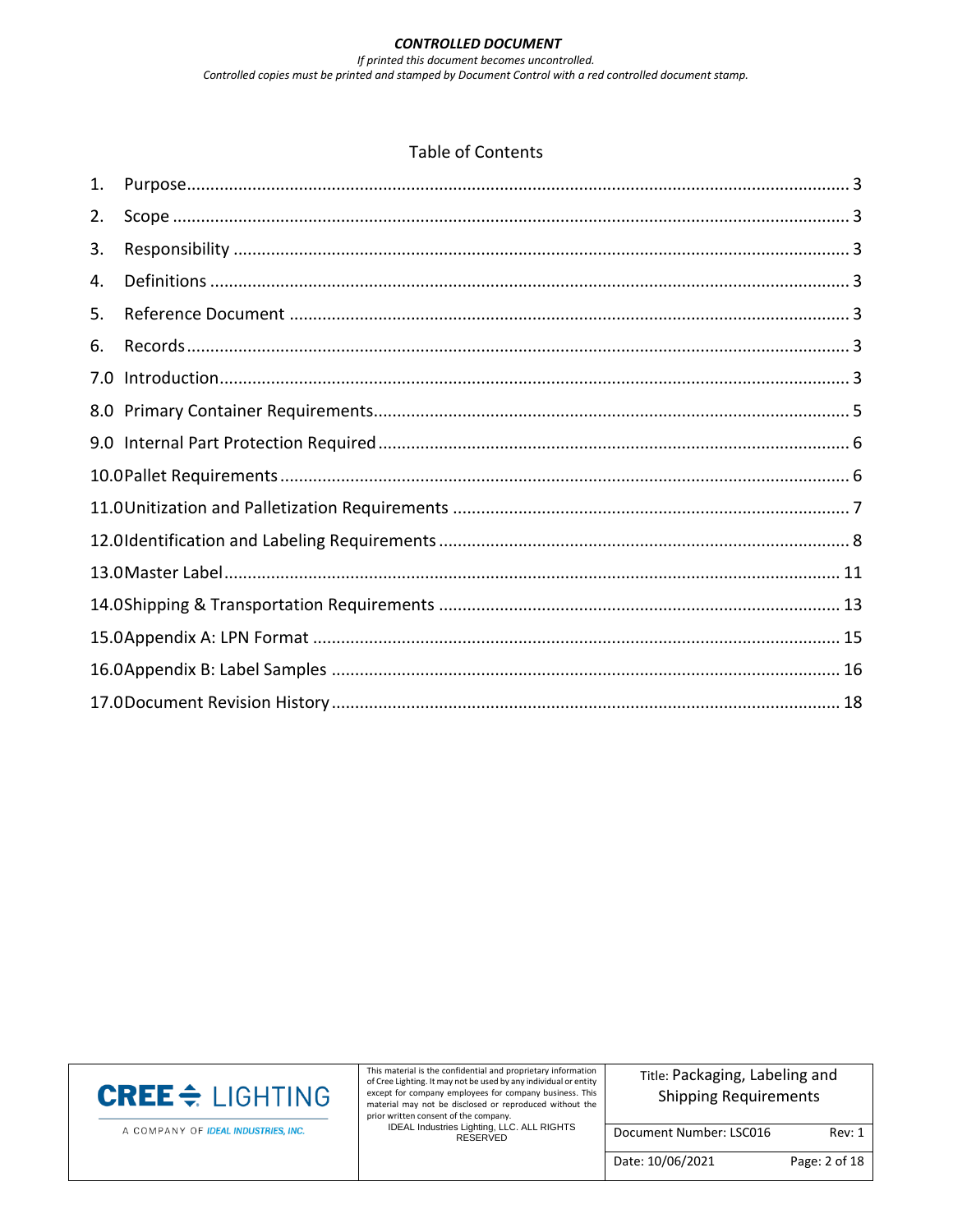Table of Contents

| | | |
|---|---|---|
| 1. | Purpose | 3 |
| 2. | Scope | 3 |
| 3. | Responsibility | 3 |
| 4. | Definitions | 3 |
| 5. | Reference Document | 3 |
| 6. | Records | 3 |
| 7.0 | Introduction | 3 |
| 8.0 | Primary Container Requirements | 5 |
| 9.0 | Internal Part Protection Required | 6 |
| 10.0 | Pallet Requirements | 6 |
| 11.0 | Unitization and Palletization Requirements | 7 |
| 12.0 | Identification and Labeling Requirements | 8 |
| 13.0 | Master Label | 11 |
| 14.0 | Shipping & Transportation Requirements | 13 |
| 15.0 | Appendix A: LPN Format | 15 |
| 16.0 | Appendix B: Label Samples | 16 |
| 17.0 | Document Revision History | 18 |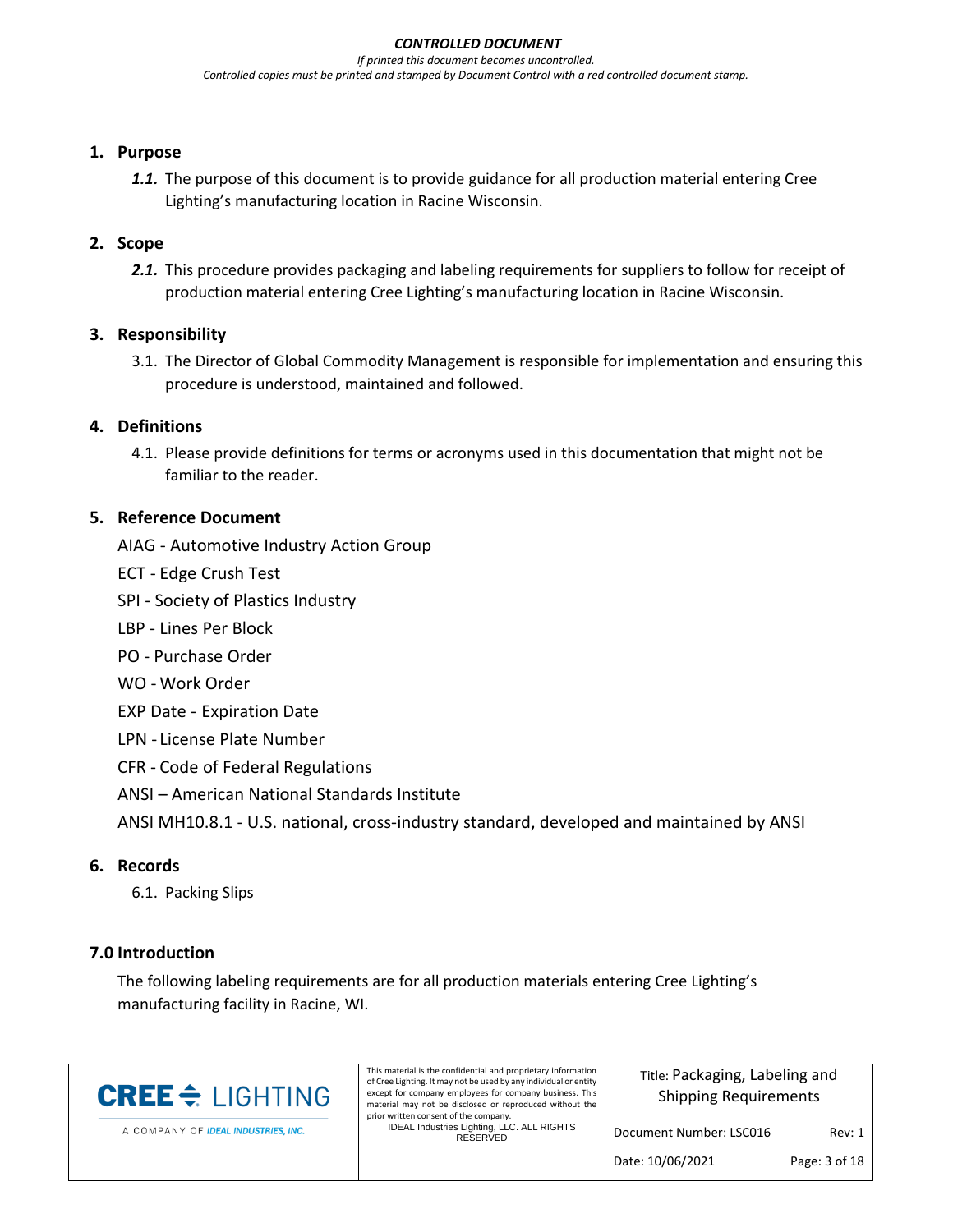## 1. Purpose

*1.1.* The purpose of this document is to provide guidance for all production material entering Cree Lighting's manufacturing location in Racine Wisconsin.

## 2. Scope

*2.1.* This procedure provides packaging and labeling requirements for suppliers to follow for receipt of production material entering Cree Lighting's manufacturing location in Racine Wisconsin.

## 3. Responsibility

3.1. The Director of Global Commodity Management is responsible for implementation and ensuring this procedure is understood, maintained and followed.

## 4. Definitions

4.1. Please provide definitions for terms or acronyms used in this documentation that might not be familiar to the reader.

## 5. Reference Document

AIAG - Automotive Industry Action Group

ECT - Edge Crush Test

SPI - Society of Plastics Industry

LBP - Lines Per Block

PO - Purchase Order

WO - Work Order

EXP Date - Expiration Date

LPN - License Plate Number

CFR - Code of Federal Regulations

ANSI – American National Standards Institute

ANSI MH10.8.1 - U.S. national, cross-industry standard, developed and maintained by ANSI

## 6. Records

6.1. Packing Slips

## 7.0 Introduction

The following labeling requirements are for all production materials entering Cree Lighting's manufacturing facility in Racine, WI.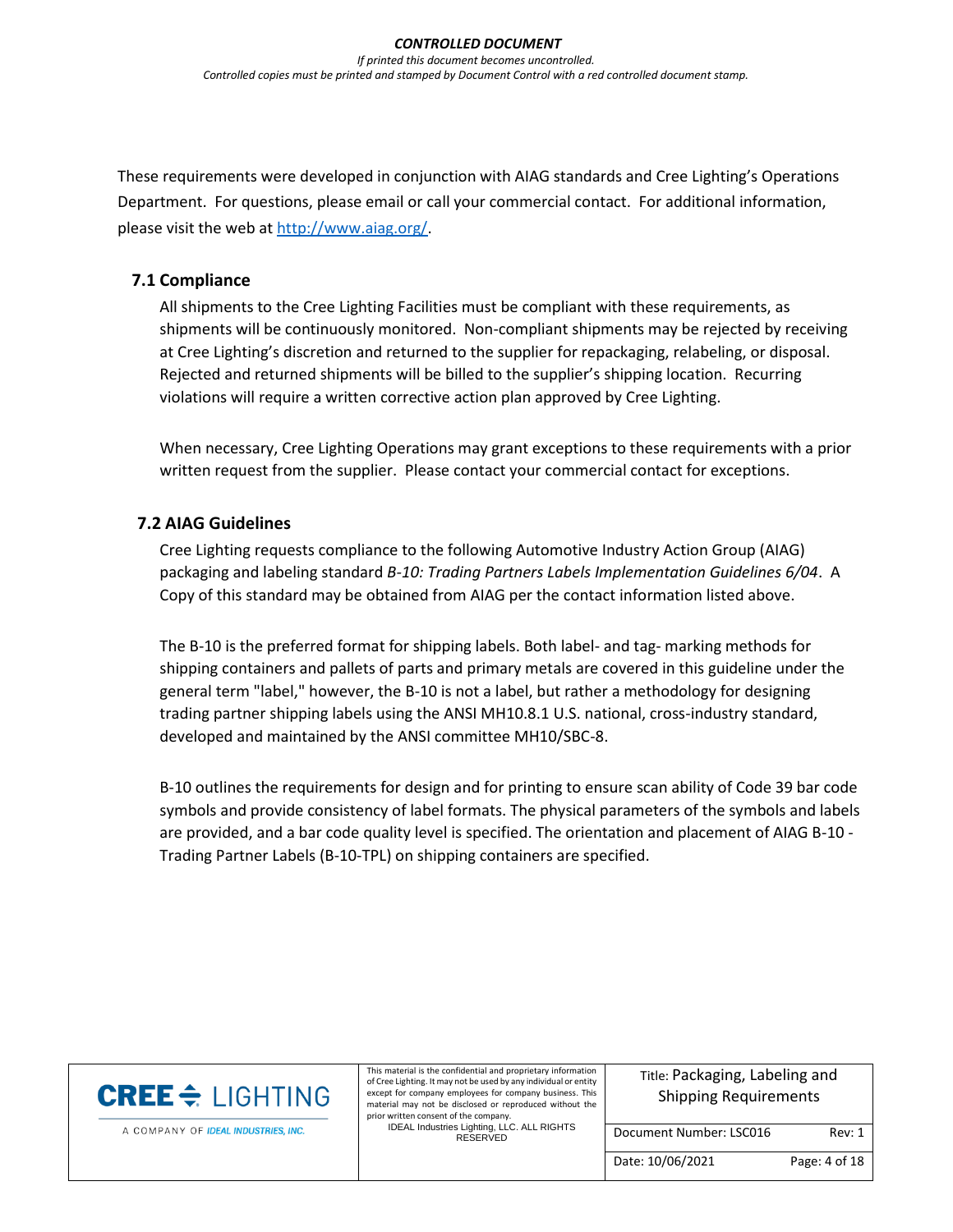These requirements were developed in conjunction with AIAG standards and Cree Lighting's Operations Department. For questions, please email or call your commercial contact. For additional information, please visit the web at http://www.aiag.org/.

## 7.1 Compliance

All shipments to the Cree Lighting Facilities must be compliant with these requirements, as shipments will be continuously monitored. Non-compliant shipments may be rejected by receiving at Cree Lighting's discretion and returned to the supplier for repackaging, relabeling, or disposal. Rejected and returned shipments will be billed to the supplier's shipping location. Recurring violations will require a written corrective action plan approved by Cree Lighting.

When necessary, Cree Lighting Operations may grant exceptions to these requirements with a prior written request from the supplier. Please contact your commercial contact for exceptions.

## 7.2 AIAG Guidelines

Cree Lighting requests compliance to the following Automotive Industry Action Group (AIAG) packaging and labeling standard *B-10: Trading Partners Labels Implementation Guidelines 6/04*. A Copy of this standard may be obtained from AIAG per the contact information listed above.

The B-10 is the preferred format for shipping labels. Both label- and tag- marking methods for shipping containers and pallets of parts and primary metals are covered in this guideline under the general term "label," however, the B-10 is not a label, but rather a methodology for designing trading partner shipping labels using the ANSI MH10.8.1 U.S. national, cross-industry standard, developed and maintained by the ANSI committee MH10/SBC-8.

B-10 outlines the requirements for design and for printing to ensure scan ability of Code 39 bar code symbols and provide consistency of label formats. The physical parameters of the symbols and labels are provided, and a bar code quality level is specified. The orientation and placement of AIAG B-10 - Trading Partner Labels (B-10-TPL) on shipping containers are specified.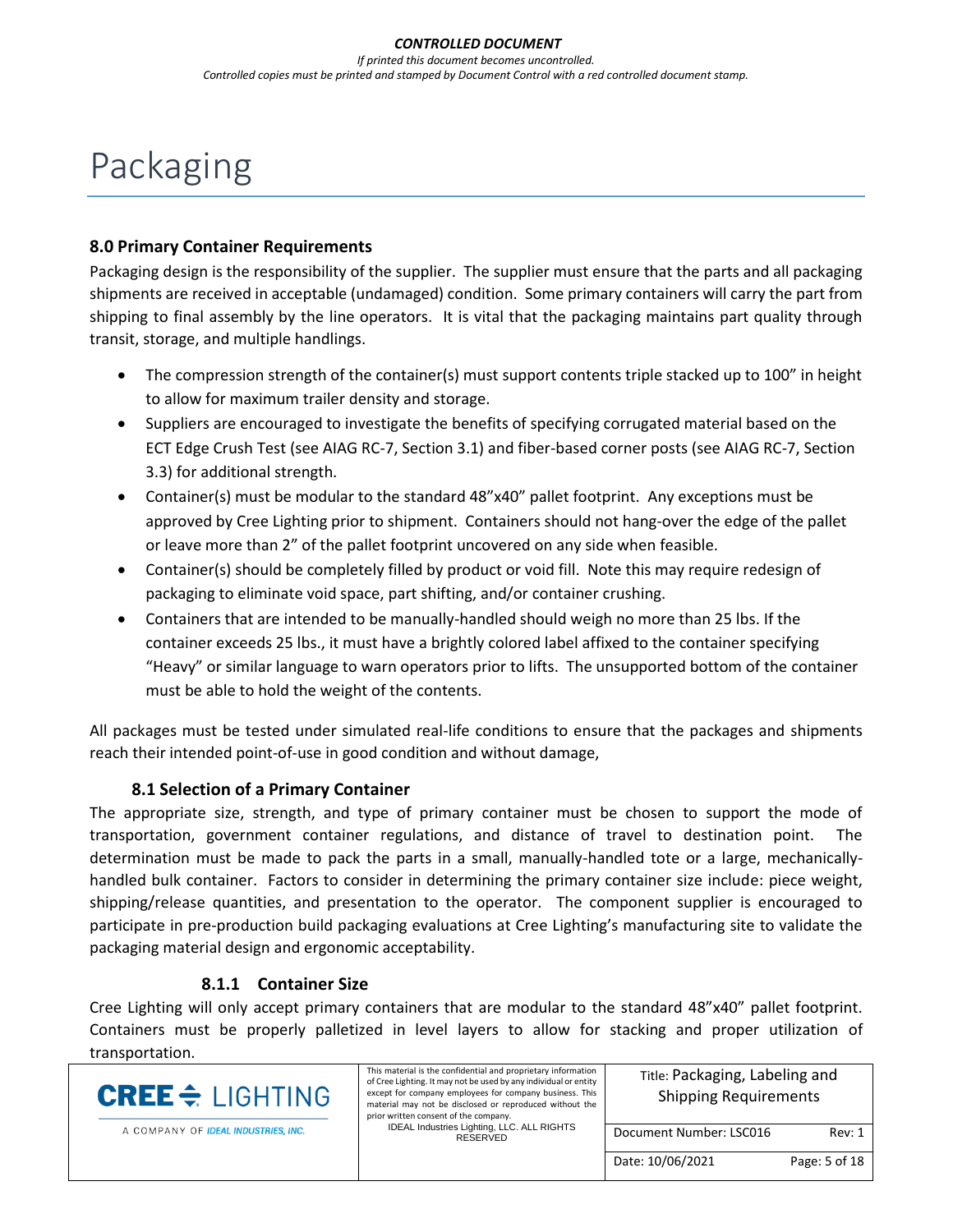# Packaging

## 8.0 Primary Container Requirements

Packaging design is the responsibility of the supplier. The supplier must ensure that the parts and all packaging shipments are received in acceptable (undamaged) condition. Some primary containers will carry the part from shipping to final assembly by the line operators. It is vital that the packaging maintains part quality through transit, storage, and multiple handlings.

- The compression strength of the container(s) must support contents triple stacked up to 100" in height to allow for maximum trailer density and storage.
- Suppliers are encouraged to investigate the benefits of specifying corrugated material based on the ECT Edge Crush Test (see AIAG RC-7, Section 3.1) and fiber-based corner posts (see AIAG RC-7, Section 3.3) for additional strength.
- Container(s) must be modular to the standard 48"x40" pallet footprint. Any exceptions must be approved by Cree Lighting prior to shipment. Containers should not hang-over the edge of the pallet or leave more than 2" of the pallet footprint uncovered on any side when feasible.
- Container(s) should be completely filled by product or void fill. Note this may require redesign of packaging to eliminate void space, part shifting, and/or container crushing.
- Containers that are intended to be manually-handled should weigh no more than 25 lbs. If the container exceeds 25 lbs., it must have a brightly colored label affixed to the container specifying "Heavy" or similar language to warn operators prior to lifts. The unsupported bottom of the container must be able to hold the weight of the contents.

All packages must be tested under simulated real-life conditions to ensure that the packages and shipments reach their intended point-of-use in good condition and without damage,

### 8.1 Selection of a Primary Container

The appropriate size, strength, and type of primary container must be chosen to support the mode of transportation, government container regulations, and distance of travel to destination point. The determination must be made to pack the parts in a small, manually-handled tote or a large, mechanically-handled bulk container. Factors to consider in determining the primary container size include: piece weight, shipping/release quantities, and presentation to the operator. The component supplier is encouraged to participate in pre-production build packaging evaluations at Cree Lighting's manufacturing site to validate the packaging material design and ergonomic acceptability.

#### 8.1.1 Container Size

Cree Lighting will only accept primary containers that are modular to the standard 48"x40" pallet footprint. Containers must be properly palletized in level layers to allow for stacking and proper utilization of transportation.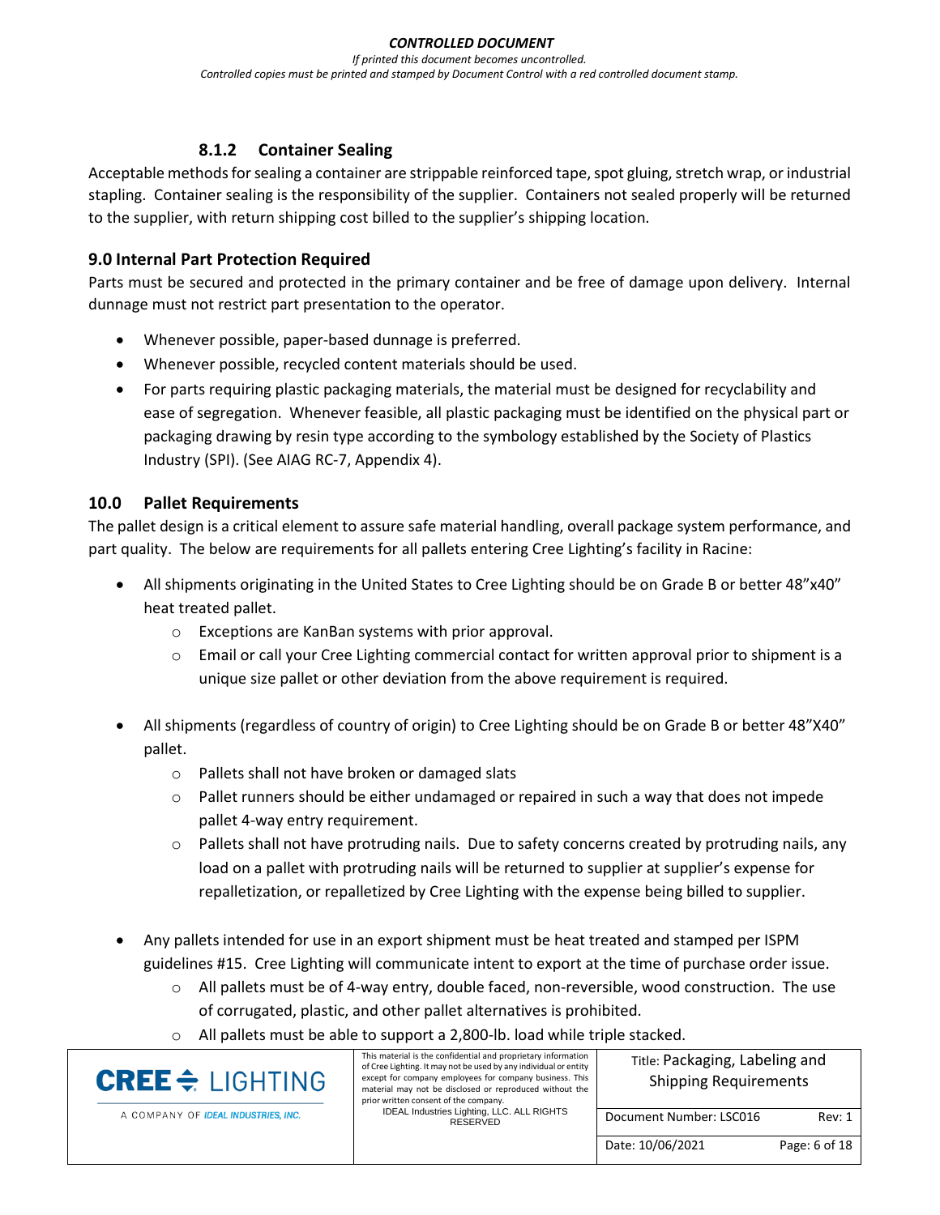### 8.1.2 Container Sealing

Acceptable methods for sealing a container are strippable reinforced tape, spot gluing, stretch wrap, or industrial stapling. Container sealing is the responsibility of the supplier. Containers not sealed properly will be returned to the supplier, with return shipping cost billed to the supplier's shipping location.

## 9.0 Internal Part Protection Required

Parts must be secured and protected in the primary container and be free of damage upon delivery. Internal dunnage must not restrict part presentation to the operator.

- Whenever possible, paper-based dunnage is preferred.
- Whenever possible, recycled content materials should be used.
- For parts requiring plastic packaging materials, the material must be designed for recyclability and ease of segregation. Whenever feasible, all plastic packaging must be identified on the physical part or packaging drawing by resin type according to the symbology established by the Society of Plastics Industry (SPI). (See AIAG RC-7, Appendix 4).

## 10.0 Pallet Requirements

The pallet design is a critical element to assure safe material handling, overall package system performance, and part quality. The below are requirements for all pallets entering Cree Lighting's facility in Racine:

- All shipments originating in the United States to Cree Lighting should be on Grade B or better 48"x40" heat treated pallet.
  - Exceptions are KanBan systems with prior approval.
  - Email or call your Cree Lighting commercial contact for written approval prior to shipment is a unique size pallet or other deviation from the above requirement is required.
- All shipments (regardless of country of origin) to Cree Lighting should be on Grade B or better 48"X40" pallet.
  - Pallets shall not have broken or damaged slats
  - Pallet runners should be either undamaged or repaired in such a way that does not impede pallet 4-way entry requirement.
  - Pallets shall not have protruding nails. Due to safety concerns created by protruding nails, any load on a pallet with protruding nails will be returned to supplier at supplier's expense for repalletization, or repalletized by Cree Lighting with the expense being billed to supplier.
- Any pallets intended for use in an export shipment must be heat treated and stamped per ISPM guidelines #15. Cree Lighting will communicate intent to export at the time of purchase order issue.
  - All pallets must be of 4-way entry, double faced, non-reversible, wood construction. The use of corrugated, plastic, and other pallet alternatives is prohibited.
  - All pallets must be able to support a 2,800-lb. load while triple stacked.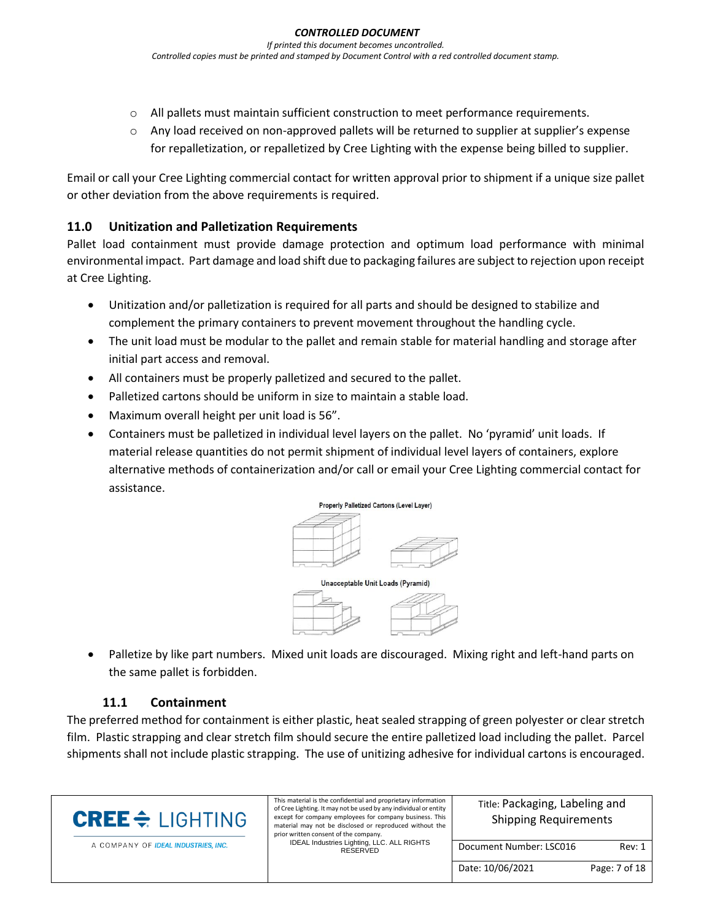- All pallets must maintain sufficient construction to meet performance requirements.
- Any load received on non-approved pallets will be returned to supplier at supplier's expense for repalletization, or repalletized by Cree Lighting with the expense being billed to supplier.

Email or call your Cree Lighting commercial contact for written approval prior to shipment if a unique size pallet or other deviation from the above requirements is required.

## 11.0 Unitization and Palletization Requirements

Pallet load containment must provide damage protection and optimum load performance with minimal environmental impact. Part damage and load shift due to packaging failures are subject to rejection upon receipt at Cree Lighting.

- Unitization and/or palletization is required for all parts and should be designed to stabilize and complement the primary containers to prevent movement throughout the handling cycle.
- The unit load must be modular to the pallet and remain stable for material handling and storage after initial part access and removal.
- All containers must be properly palletized and secured to the pallet.
- Palletized cartons should be uniform in size to maintain a stable load.
- Maximum overall height per unit load is 56".
- Containers must be palletized in individual level layers on the pallet. No 'pyramid' unit loads. If material release quantities do not permit shipment of individual level layers of containers, explore alternative methods of containerization and/or call or email your Cree Lighting commercial contact for assistance.

Properly Palletized Cartons (Level Layer)

Unacceptable Unit Loads (Pyramid)

- Palletize by like part numbers. Mixed unit loads are discouraged. Mixing right and left-hand parts on the same pallet is forbidden.

### 11.1 Containment

The preferred method for containment is either plastic, heat sealed strapping of green polyester or clear stretch film. Plastic strapping and clear stretch film should secure the entire palletized load including the pallet. Parcel shipments shall not include plastic strapping. The use of unitizing adhesive for individual cartons is encouraged.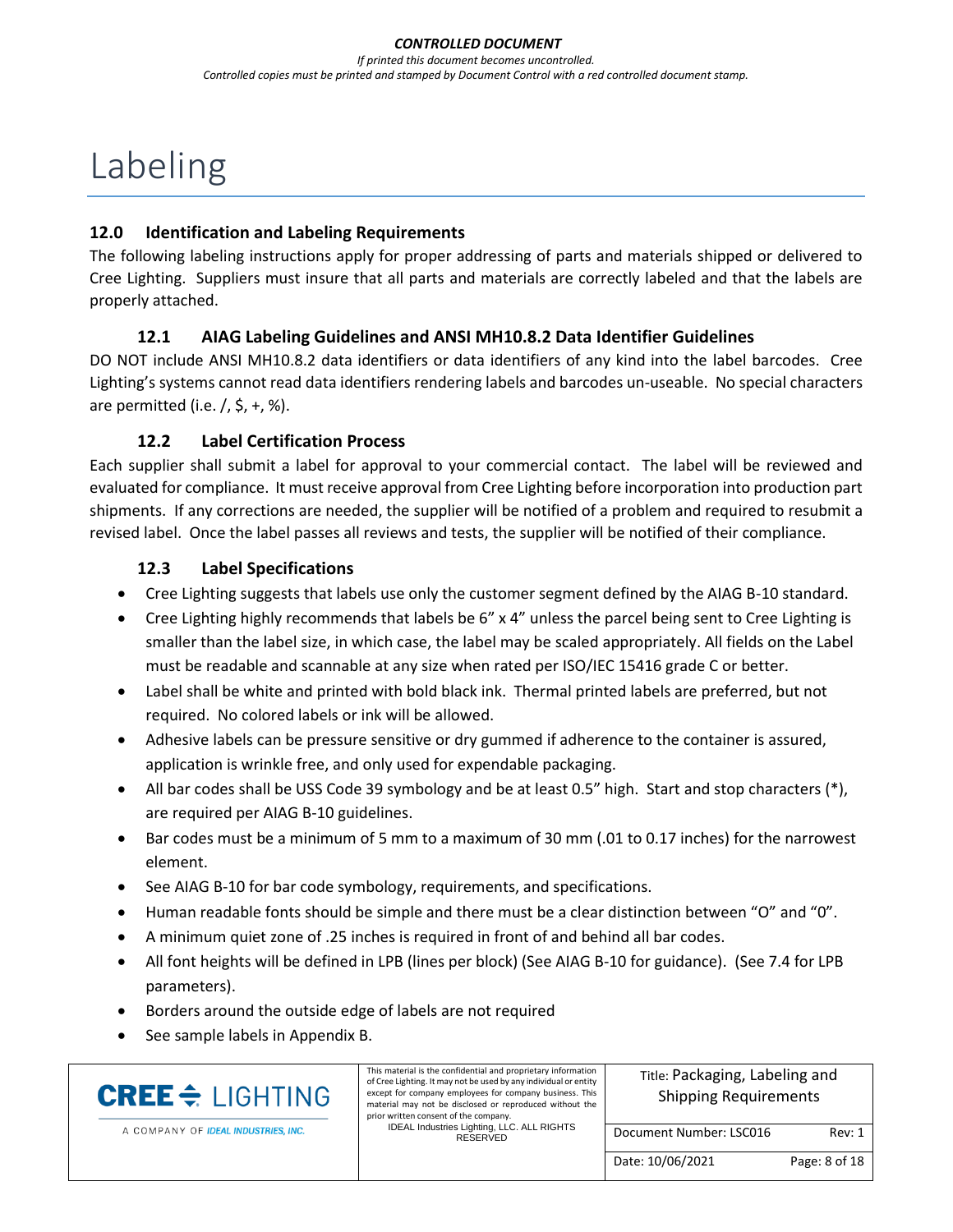# Labeling

## 12.0 Identification and Labeling Requirements

The following labeling instructions apply for proper addressing of parts and materials shipped or delivered to Cree Lighting. Suppliers must insure that all parts and materials are correctly labeled and that the labels are properly attached.

### 12.1 AIAG Labeling Guidelines and ANSI MH10.8.2 Data Identifier Guidelines

DO NOT include ANSI MH10.8.2 data identifiers or data identifiers of any kind into the label barcodes. Cree Lighting's systems cannot read data identifiers rendering labels and barcodes un-useable. No special characters are permitted (i.e. /, $, +, %).

### 12.2 Label Certification Process

Each supplier shall submit a label for approval to your commercial contact. The label will be reviewed and evaluated for compliance. It must receive approval from Cree Lighting before incorporation into production part shipments. If any corrections are needed, the supplier will be notified of a problem and required to resubmit a revised label. Once the label passes all reviews and tests, the supplier will be notified of their compliance.

### 12.3 Label Specifications

- Cree Lighting suggests that labels use only the customer segment defined by the AIAG B-10 standard.
- Cree Lighting highly recommends that labels be 6" x 4" unless the parcel being sent to Cree Lighting is smaller than the label size, in which case, the label may be scaled appropriately. All fields on the Label must be readable and scannable at any size when rated per ISO/IEC 15416 grade C or better.
- Label shall be white and printed with bold black ink. Thermal printed labels are preferred, but not required. No colored labels or ink will be allowed.
- Adhesive labels can be pressure sensitive or dry gummed if adherence to the container is assured, application is wrinkle free, and only used for expendable packaging.
- All bar codes shall be USS Code 39 symbology and be at least 0.5" high. Start and stop characters (*), are required per AIAG B-10 guidelines.
- Bar codes must be a minimum of 5 mm to a maximum of 30 mm (.01 to 0.17 inches) for the narrowest element.
- See AIAG B-10 for bar code symbology, requirements, and specifications.
- Human readable fonts should be simple and there must be a clear distinction between "O" and "0".
- A minimum quiet zone of .25 inches is required in front of and behind all bar codes.
- All font heights will be defined in LPB (lines per block) (See AIAG B-10 for guidance). (See 7.4 for LPB parameters).
- Borders around the outside edge of labels are not required
- See sample labels in Appendix B.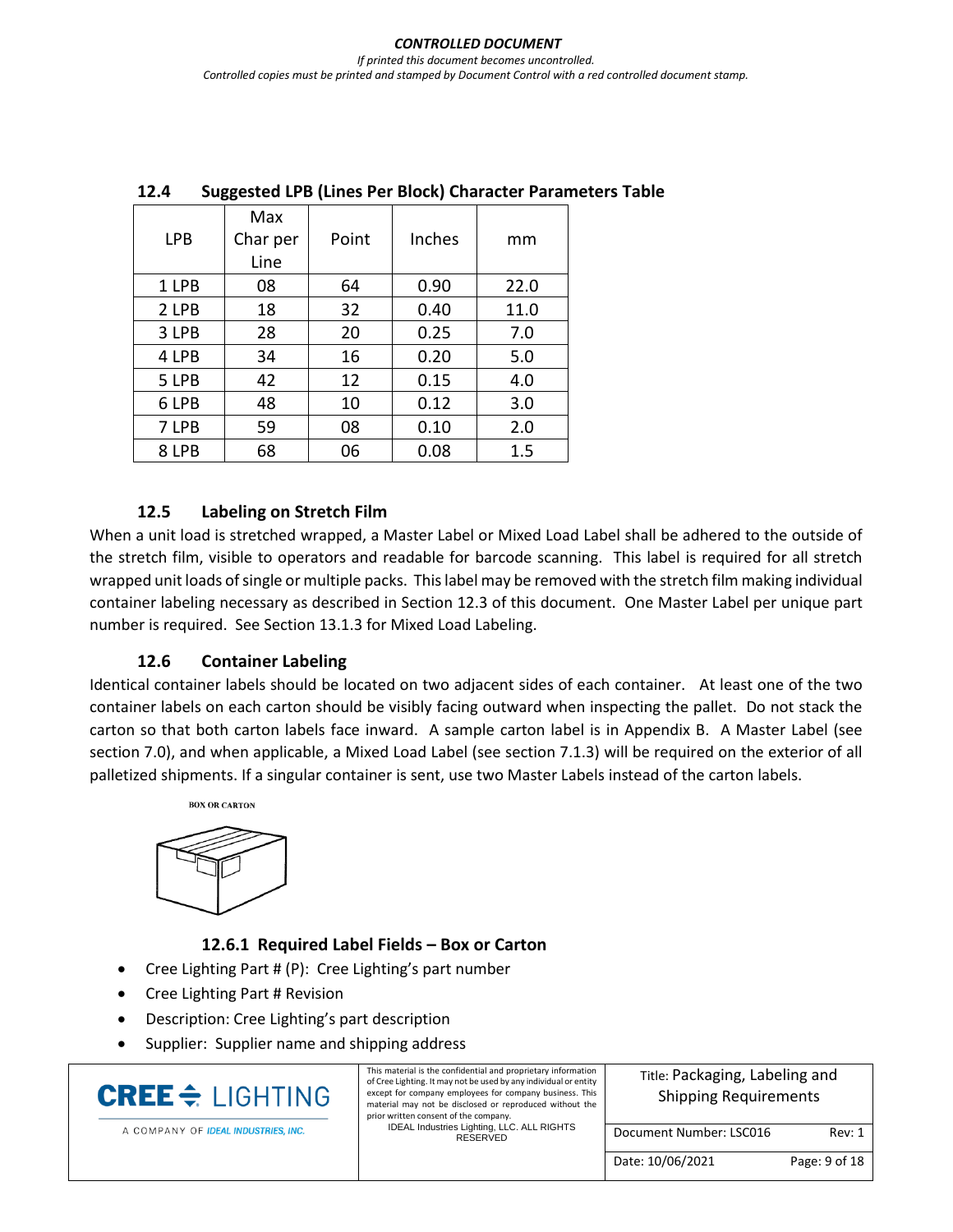### 12.4 Suggested LPB (Lines Per Block) Character Parameters Table

| LPB | Max Char per Line | Point | Inches | mm |
|---|---|---|---|---|
| 1 LPB | 08 | 64 | 0.90 | 22.0 |
| 2 LPB | 18 | 32 | 0.40 | 11.0 |
| 3 LPB | 28 | 20 | 0.25 | 7.0 |
| 4 LPB | 34 | 16 | 0.20 | 5.0 |
| 5 LPB | 42 | 12 | 0.15 | 4.0 |
| 6 LPB | 48 | 10 | 0.12 | 3.0 |
| 7 LPB | 59 | 08 | 0.10 | 2.0 |
| 8 LPB | 68 | 06 | 0.08 | 1.5 |

### 12.5 Labeling on Stretch Film

When a unit load is stretched wrapped, a Master Label or Mixed Load Label shall be adhered to the outside of the stretch film, visible to operators and readable for barcode scanning. This label is required for all stretch wrapped unit loads of single or multiple packs. This label may be removed with the stretch film making individual container labeling necessary as described in Section 12.3 of this document. One Master Label per unique part number is required. See Section 13.1.3 for Mixed Load Labeling.

### 12.6 Container Labeling

Identical container labels should be located on two adjacent sides of each container. At least one of the two container labels on each carton should be visibly facing outward when inspecting the pallet. Do not stack the carton so that both carton labels face inward. A sample carton label is in Appendix B. A Master Label (see section 7.0), and when applicable, a Mixed Load Label (see section 7.1.3) will be required on the exterior of all palletized shipments. If a singular container is sent, use two Master Labels instead of the carton labels.

BOX OR CARTON

#### 12.6.1 Required Label Fields – Box or Carton

- Cree Lighting Part # (P): Cree Lighting's part number
- Cree Lighting Part # Revision
- Description: Cree Lighting's part description
- Supplier: Supplier name and shipping address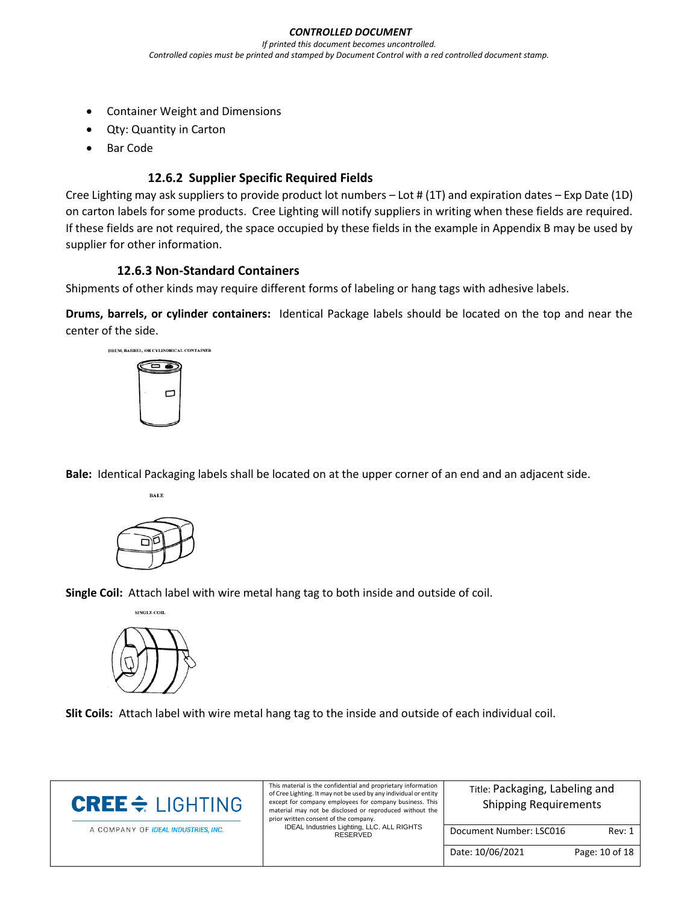- Container Weight and Dimensions
- Qty: Quantity in Carton
- Bar Code

### 12.6.2 Supplier Specific Required Fields

Cree Lighting may ask suppliers to provide product lot numbers – Lot # (1T) and expiration dates – Exp Date (1D) on carton labels for some products. Cree Lighting will notify suppliers in writing when these fields are required. If these fields are not required, the space occupied by these fields in the example in Appendix B may be used by supplier for other information.

### 12.6.3 Non-Standard Containers

Shipments of other kinds may require different forms of labeling or hang tags with adhesive labels.

**Drums, barrels, or cylinder containers:** Identical Package labels should be located on the top and near the center of the side.

DRUM, BARREL, OR CYLINDRICAL CONTAINER

**Bale:** Identical Packaging labels shall be located on at the upper corner of an end and an adjacent side.

BALE

**Single Coil:** Attach label with wire metal hang tag to both inside and outside of coil.

SINGLE COIL

**Slit Coils:** Attach label with wire metal hang tag to the inside and outside of each individual coil.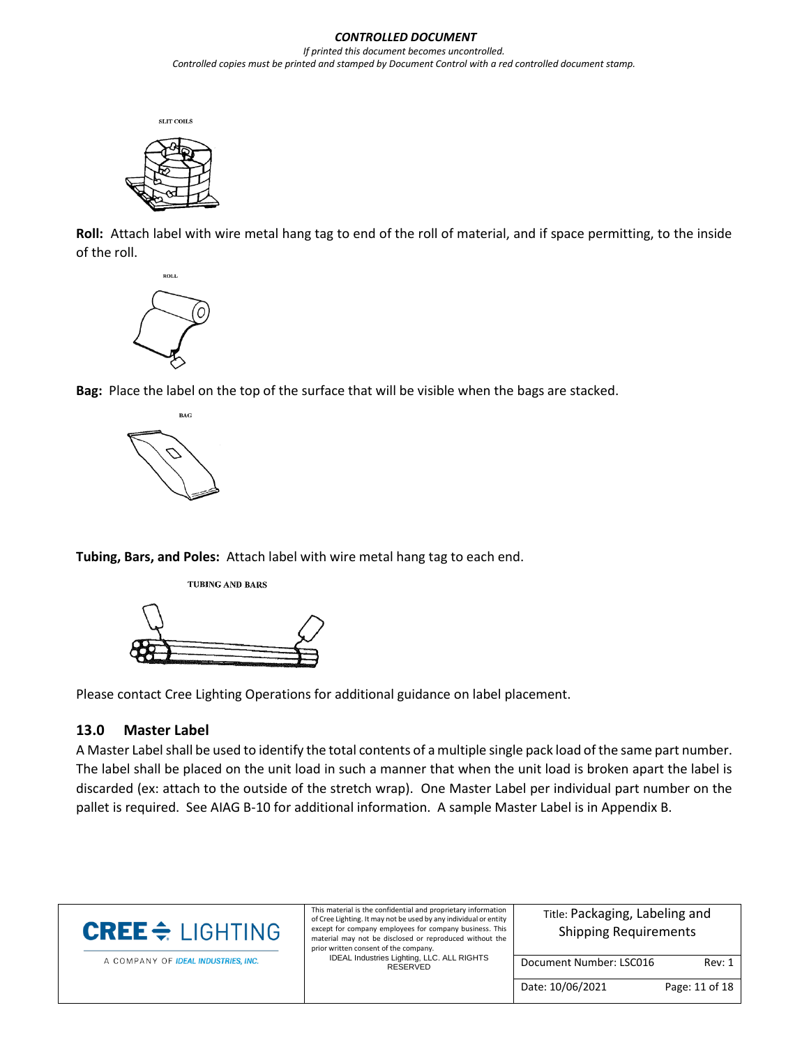SLIT COILS

**Roll:** Attach label with wire metal hang tag to end of the roll of material, and if space permitting, to the inside of the roll.

ROLL

**Bag:** Place the label on the top of the surface that will be visible when the bags are stacked.

BAG

**Tubing, Bars, and Poles:** Attach label with wire metal hang tag to each end.

TUBING AND BARS

Please contact Cree Lighting Operations for additional guidance on label placement.

## 13.0 Master Label

A Master Label shall be used to identify the total contents of a multiple single pack load of the same part number. The label shall be placed on the unit load in such a manner that when the unit load is broken apart the label is discarded (ex: attach to the outside of the stretch wrap). One Master Label per individual part number on the pallet is required. See AIAG B-10 for additional information. A sample Master Label is in Appendix B.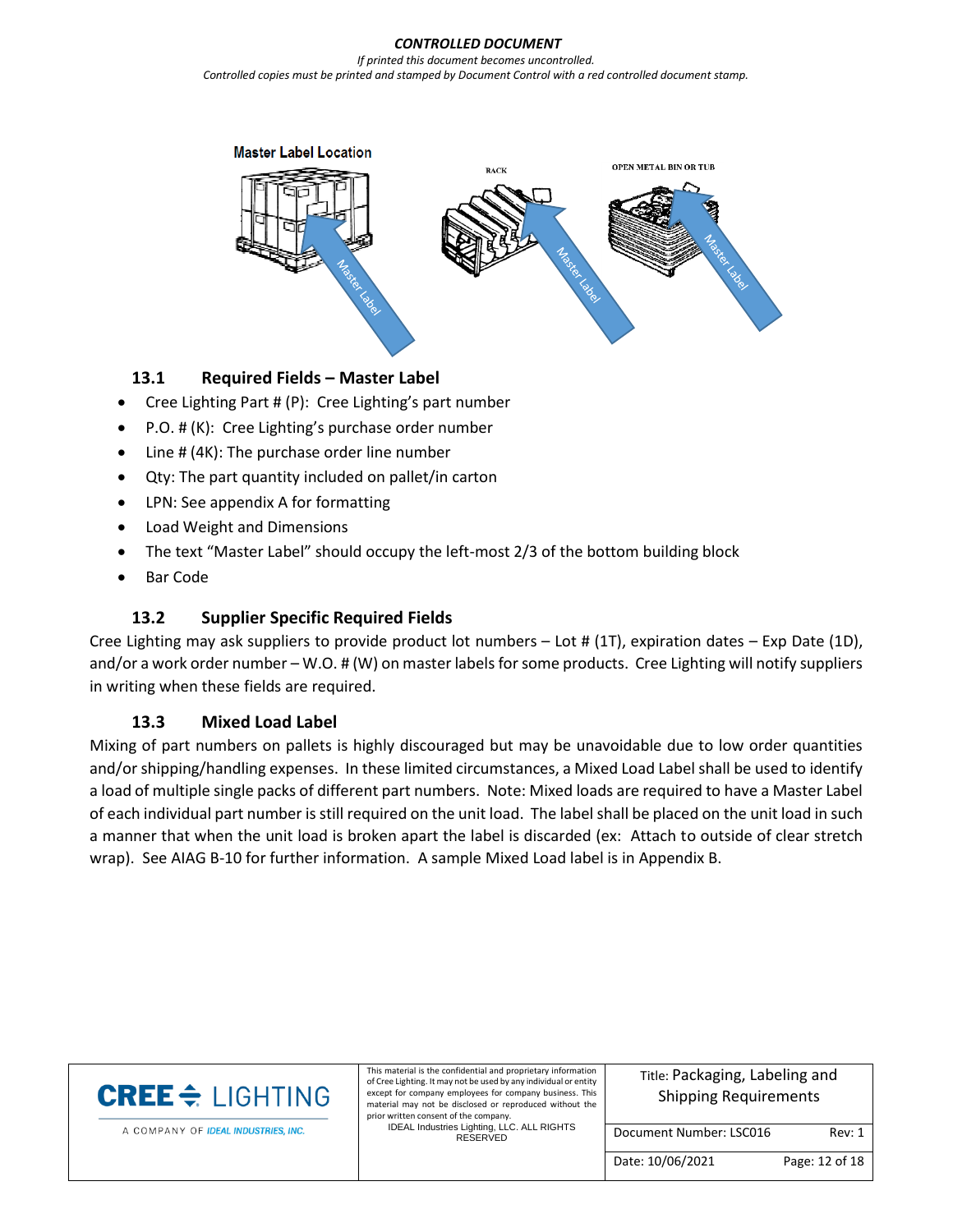**Master Label Location**

### 13.1 Required Fields – Master Label

- Cree Lighting Part # (P): Cree Lighting's part number
- P.O. # (K): Cree Lighting's purchase order number
- Line # (4K): The purchase order line number
- Qty: The part quantity included on pallet/in carton
- LPN: See appendix A for formatting
- Load Weight and Dimensions
- The text "Master Label" should occupy the left-most 2/3 of the bottom building block
- Bar Code

### 13.2 Supplier Specific Required Fields

Cree Lighting may ask suppliers to provide product lot numbers – Lot # (1T), expiration dates – Exp Date (1D), and/or a work order number – W.O. # (W) on master labels for some products. Cree Lighting will notify suppliers in writing when these fields are required.

### 13.3 Mixed Load Label

Mixing of part numbers on pallets is highly discouraged but may be unavoidable due to low order quantities and/or shipping/handling expenses. In these limited circumstances, a Mixed Load Label shall be used to identify a load of multiple single packs of different part numbers. Note: Mixed loads are required to have a Master Label of each individual part number is still required on the unit load. The label shall be placed on the unit load in such a manner that when the unit load is broken apart the label is discarded (ex: Attach to outside of clear stretch wrap). See AIAG B-10 for further information. A sample Mixed Load label is in Appendix B.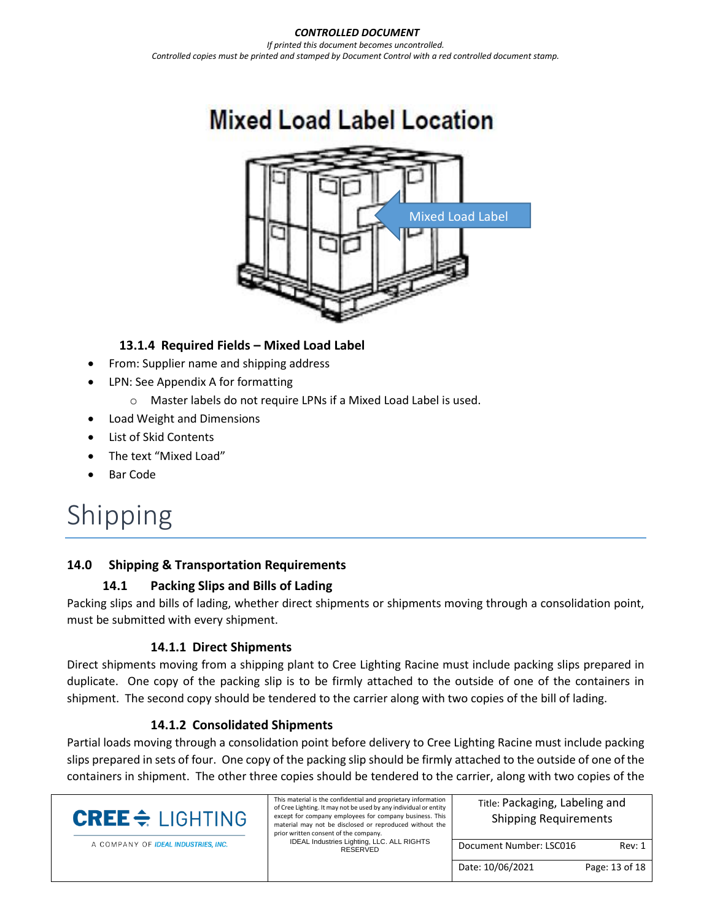Mixed Load Label Location

Mixed Load Label

#### 13.1.4 Required Fields – Mixed Load Label

- From: Supplier name and shipping address
- LPN: See Appendix A for formatting
    - Master labels do not require LPNs if a Mixed Load Label is used.
- Load Weight and Dimensions
- List of Skid Contents
- The text "Mixed Load"
- Bar Code

# Shipping

## 14.0 Shipping & Transportation Requirements

### 14.1 Packing Slips and Bills of Lading

Packing slips and bills of lading, whether direct shipments or shipments moving through a consolidation point, must be submitted with every shipment.

#### 14.1.1 Direct Shipments

Direct shipments moving from a shipping plant to Cree Lighting Racine must include packing slips prepared in duplicate. One copy of the packing slip is to be firmly attached to the outside of one of the containers in shipment. The second copy should be tendered to the carrier along with two copies of the bill of lading.

#### 14.1.2 Consolidated Shipments

Partial loads moving through a consolidation point before delivery to Cree Lighting Racine must include packing slips prepared in sets of four. One copy of the packing slip should be firmly attached to the outside of one of the containers in shipment. The other three copies should be tendered to the carrier, along with two copies of the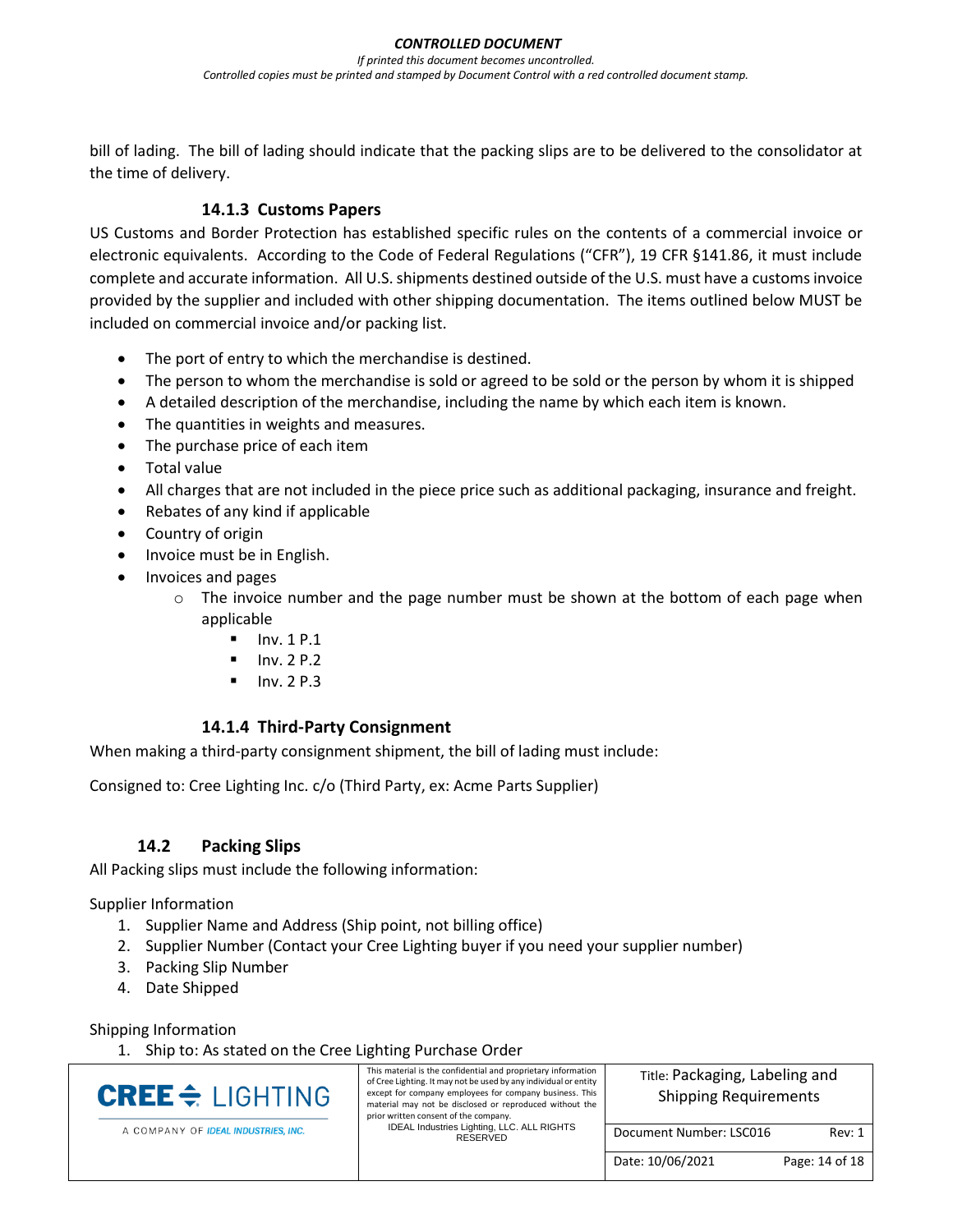bill of lading. The bill of lading should indicate that the packing slips are to be delivered to the consolidator at the time of delivery.

#### 14.1.3 Customs Papers

US Customs and Border Protection has established specific rules on the contents of a commercial invoice or electronic equivalents. According to the Code of Federal Regulations ("CFR"), 19 CFR §141.86, it must include complete and accurate information. All U.S. shipments destined outside of the U.S. must have a customs invoice provided by the supplier and included with other shipping documentation. The items outlined below MUST be included on commercial invoice and/or packing list.

- The port of entry to which the merchandise is destined.
- The person to whom the merchandise is sold or agreed to be sold or the person by whom it is shipped
- A detailed description of the merchandise, including the name by which each item is known.
- The quantities in weights and measures.
- The purchase price of each item
- Total value
- All charges that are not included in the piece price such as additional packaging, insurance and freight.
- Rebates of any kind if applicable
- Country of origin
- Invoice must be in English.
- Invoices and pages
  - The invoice number and the page number must be shown at the bottom of each page when applicable
    - Inv. 1 P.1
    - Inv. 2 P.2
    - Inv. 2 P.3

#### 14.1.4 Third-Party Consignment

When making a third-party consignment shipment, the bill of lading must include:

Consigned to: Cree Lighting Inc. c/o (Third Party, ex: Acme Parts Supplier)

### 14.2 Packing Slips

All Packing slips must include the following information:

Supplier Information

1. Supplier Name and Address (Ship point, not billing office)
2. Supplier Number (Contact your Cree Lighting buyer if you need your supplier number)
3. Packing Slip Number
4. Date Shipped

Shipping Information

1. Ship to: As stated on the Cree Lighting Purchase Order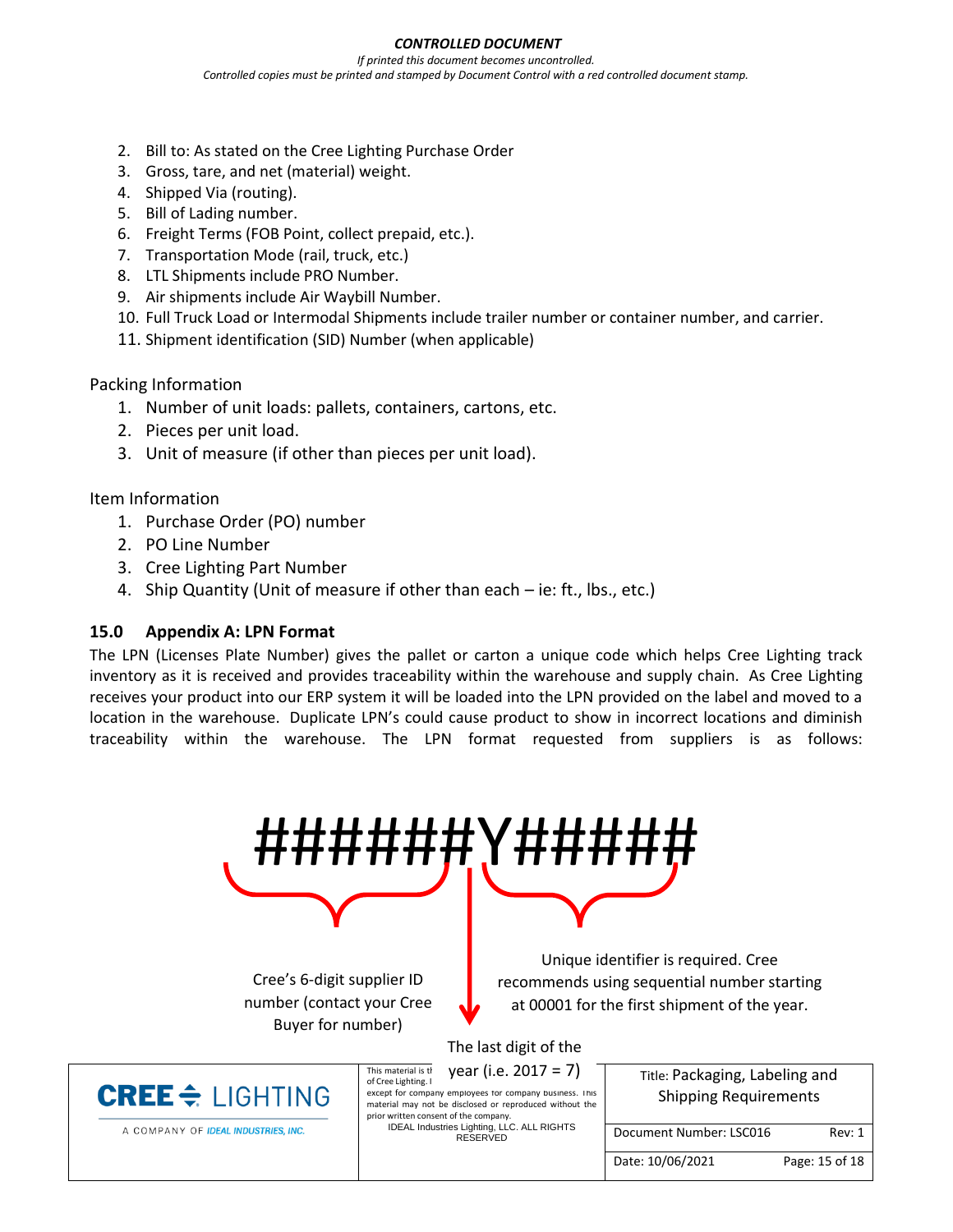2. Bill to: As stated on the Cree Lighting Purchase Order
3. Gross, tare, and net (material) weight.
4. Shipped Via (routing).
5. Bill of Lading number.
6. Freight Terms (FOB Point, collect prepaid, etc.).
7. Transportation Mode (rail, truck, etc.)
8. LTL Shipments include PRO Number.
9. Air shipments include Air Waybill Number.
10. Full Truck Load or Intermodal Shipments include trailer number or container number, and carrier.
11. Shipment identification (SID) Number (when applicable)

Packing Information

1. Number of unit loads: pallets, containers, cartons, etc.
2. Pieces per unit load.
3. Unit of measure (if other than pieces per unit load).

Item Information

1. Purchase Order (PO) number
2. PO Line Number
3. Cree Lighting Part Number
4. Ship Quantity (Unit of measure if other than each – ie: ft., lbs., etc.)

## 15.0 Appendix A: LPN Format

The LPN (Licenses Plate Number) gives the pallet or carton a unique code which helps Cree Lighting track inventory as it is received and provides traceability within the warehouse and supply chain. As Cree Lighting receives your product into our ERP system it will be loaded into the LPN provided on the label and moved to a location in the warehouse. Duplicate LPN's could cause product to show in incorrect locations and diminish traceability within the warehouse. The LPN format requested from suppliers is as follows:

######Y#####

- ###### — Cree's 6-digit supplier ID number (contact your Cree Buyer for number)
- Y — The last digit of the year (i.e. 2017 = 7)
- ##### — Unique identifier is required. Cree recommends using sequential number starting at 00001 for the first shipment of the year.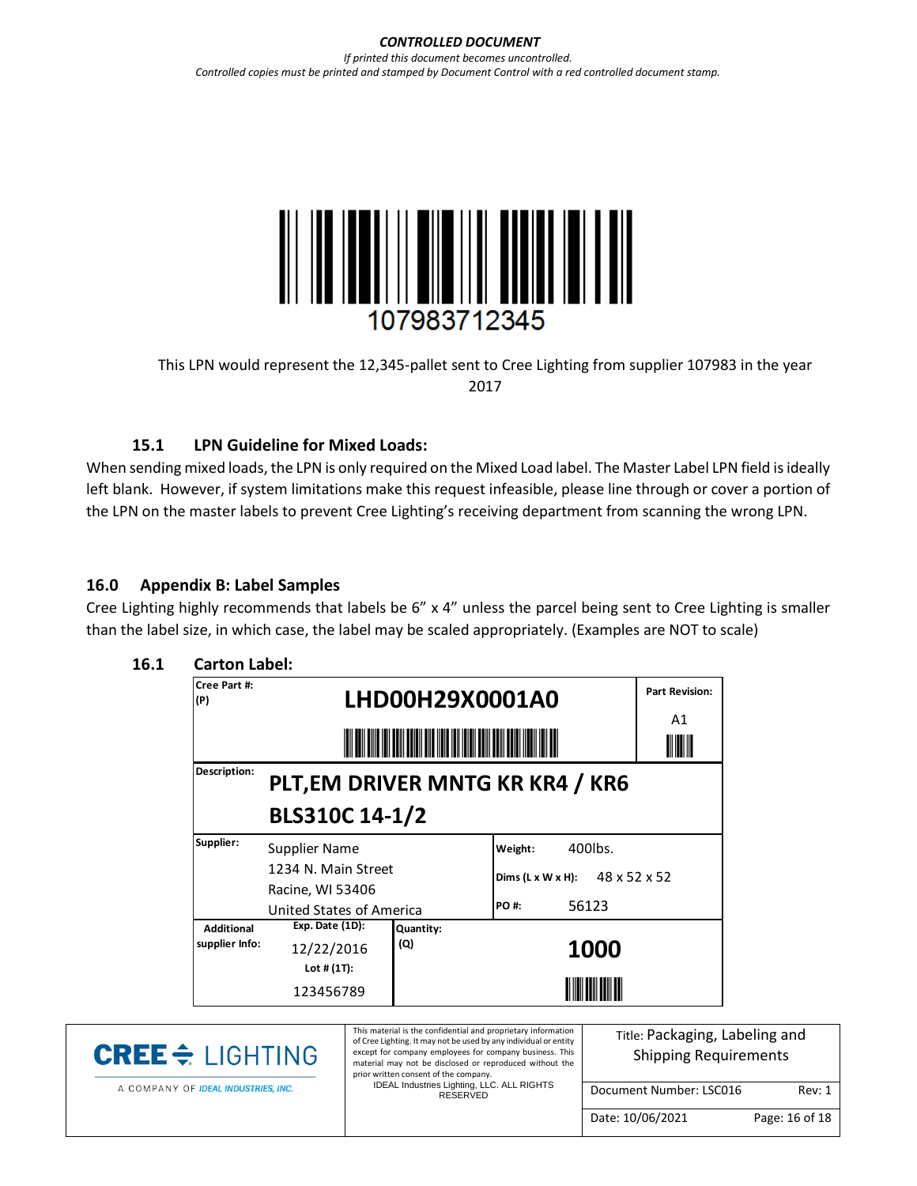107983712345

This LPN would represent the 12,345-pallet sent to Cree Lighting from supplier 107983 in the year 2017

### 15.1 LPN Guideline for Mixed Loads:

When sending mixed loads, the LPN is only required on the Mixed Load label. The Master Label LPN field is ideally left blank. However, if system limitations make this request infeasible, please line through or cover a portion of the LPN on the master labels to prevent Cree Lighting's receiving department from scanning the wrong LPN.

## 16.0 Appendix B: Label Samples

Cree Lighting highly recommends that labels be 6" x 4" unless the parcel being sent to Cree Lighting is smaller than the label size, in which case, the label may be scaled appropriately. (Examples are NOT to scale)

### 16.1 Carton Label:

| Cree Part #: (P) | LHD00H29X0001A0 | | | Part Revision: A1 |
|---|---|---|---|---|
| Description: | PLT,EM DRIVER MNTG KR KR4 / KR6 BLS310C 14-1/2 | | | |
| Supplier: | Supplier Name<br>1234 N. Main Street<br>Racine, WI 53406<br>United States of America | | Weight: 400lbs.<br>Dims (L x W x H): 48 x 52 x 52<br>PO #: 56123 | |
| Additional supplier Info: | Exp. Date (1D): 12/22/2016<br>Lot # (1T): 123456789 | Quantity: (Q) | 1000 | |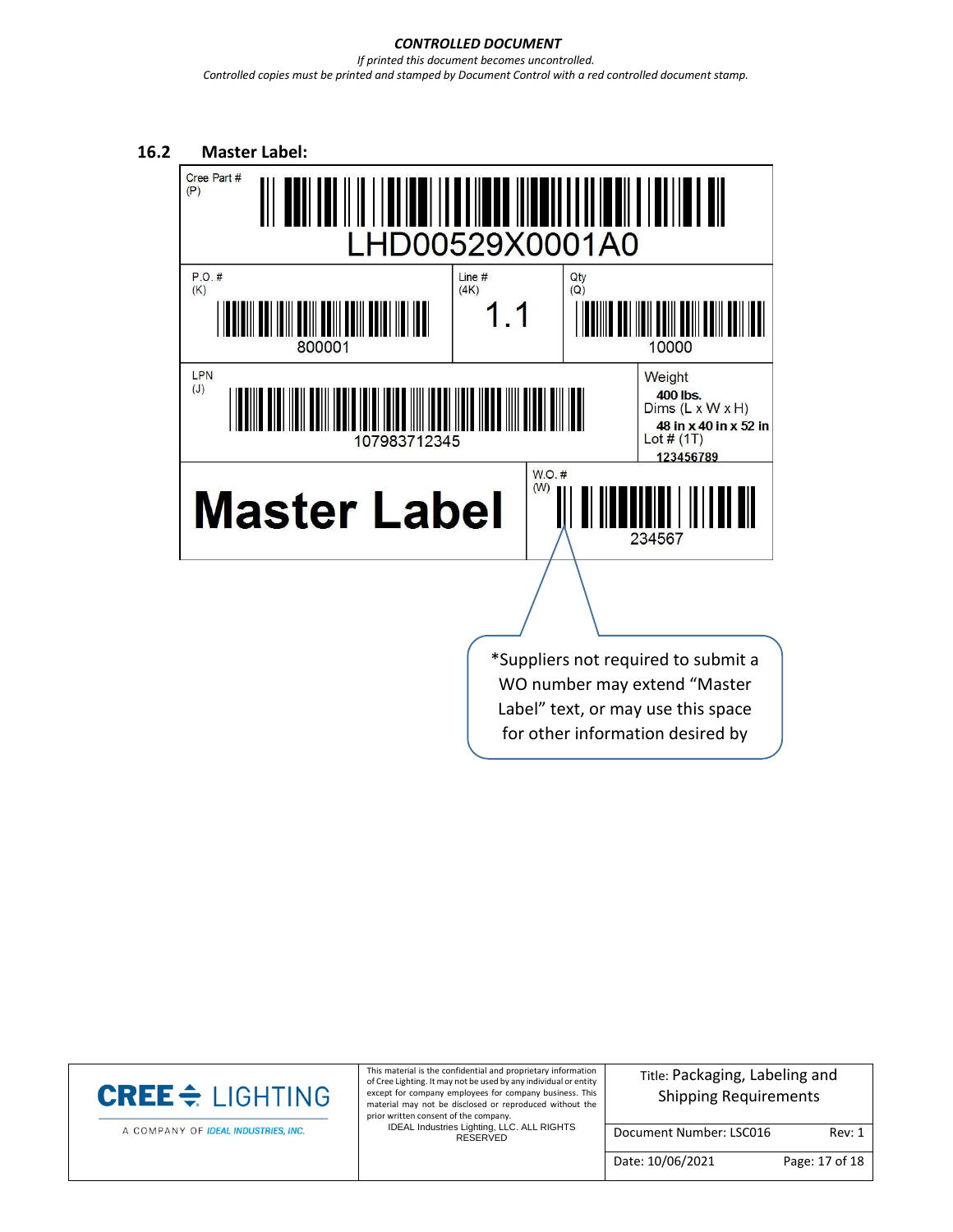*CONTROLLED DOCUMENT*

*If printed this document becomes uncontrolled.*

*Controlled copies must be printed and stamped by Document Control with a red controlled document stamp.*

## 16.2 Master Label:

Cree Part # (P)

LHD00529X0001A0

P.O. # (K)

800001

Line # (4K)

1.1

Qty (Q)

10000

LPN (J)

107983712345

Weight

**400 lbs.**

Dims (L x W x H)

**48 in x 40 in x 52 in**

Lot # (1T)

**123456789**

**Master Label**

W.O. # (W)

234567

*Suppliers not required to submit a WO number may extend "Master Label" text, or may use this space for other information desired by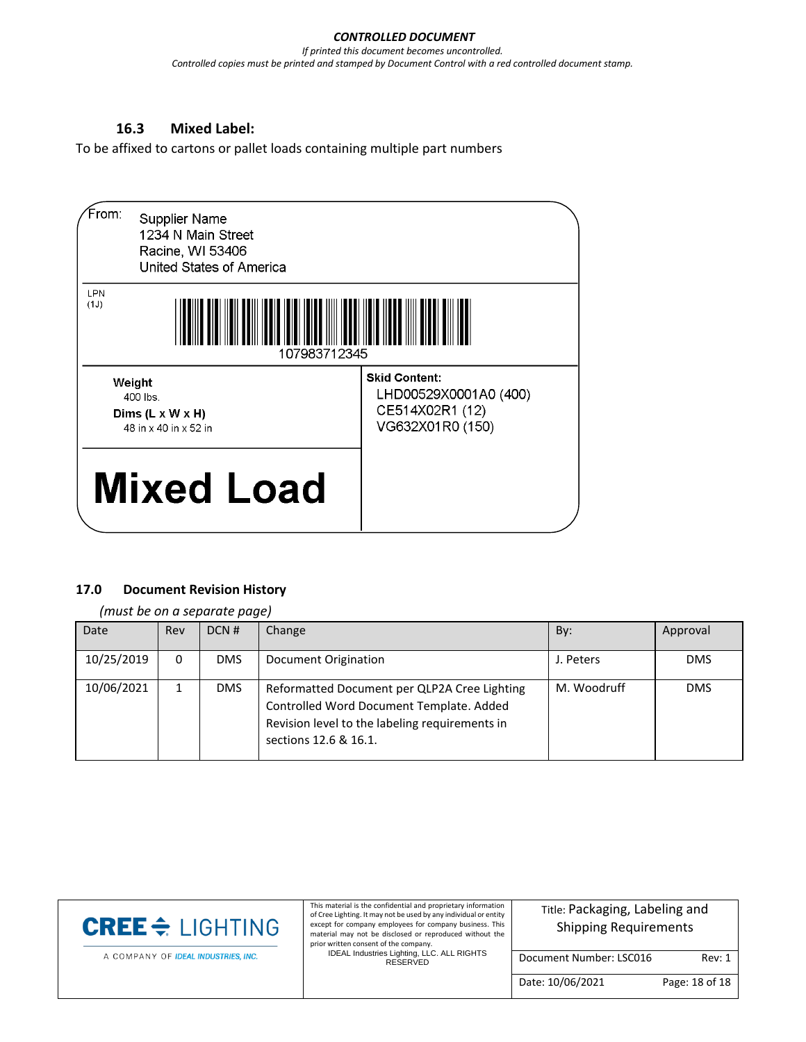### 16.3 Mixed Label:

To be affixed to cartons or pallet loads containing multiple part numbers

From:
Supplier Name
1234 N Main Street
Racine, WI 53406
United States of America

LPN
(1J)

107983712345

**Weight**
400 lbs.
**Dims (L x W x H)**
48 in x 40 in x 52 in

**Skid Content:**
LHD00529X0001A0 (400)
CE514X02R1 (12)
VG632X01R0 (150)

**Mixed Load**

### 17.0 Document Revision History

*(must be on a separate page)*

| Date | Rev | DCN # | Change | By: | Approval |
|---|---|---|---|---|---|
| 10/25/2019 | 0 | DMS | Document Origination | J. Peters | DMS |
| 10/06/2021 | 1 | DMS | Reformatted Document per QLP2A Cree Lighting Controlled Word Document Template. Added Revision level to the labeling requirements in sections 12.6 & 16.1. | M. Woodruff | DMS |